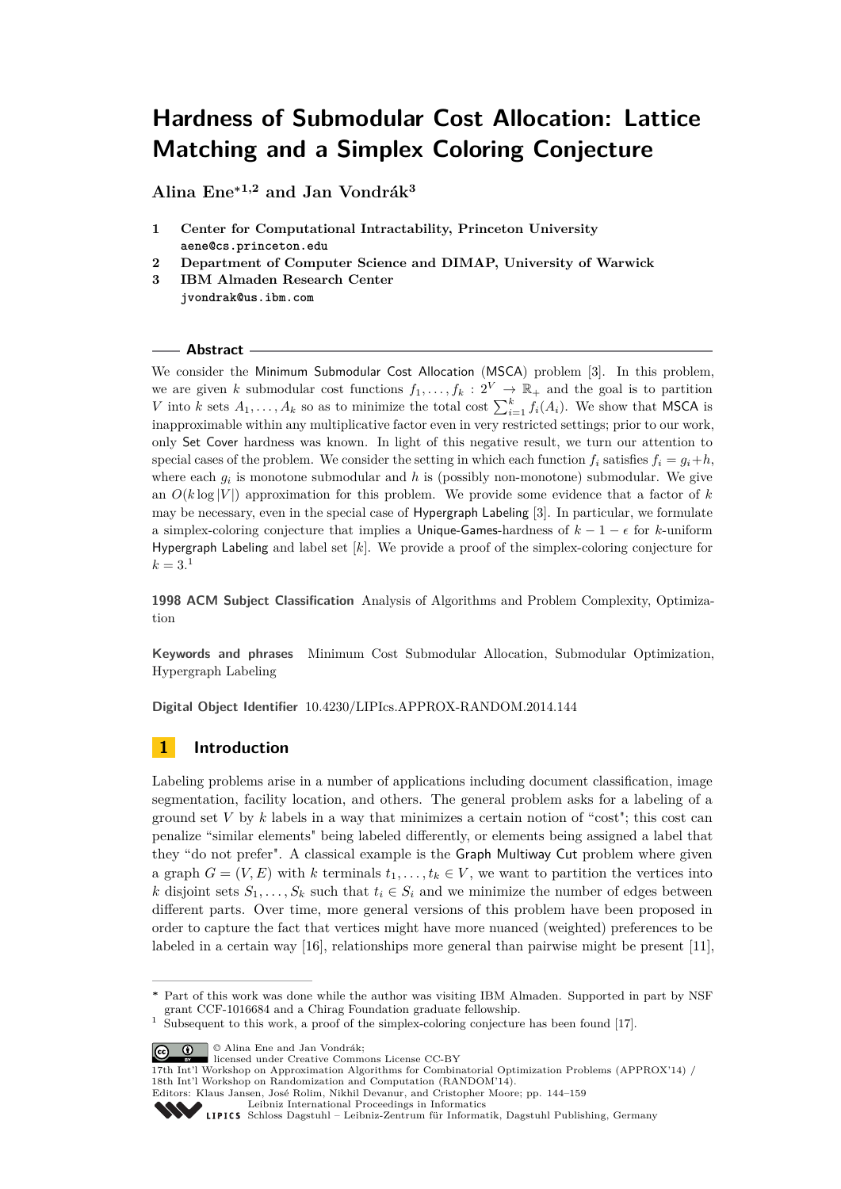# Hardness of Submodular Cost Allocation: Lattice Matching and a Simplex Coloring Conjecture

**Alina Ene*[1,2] and Jan Vondrák[3]**

1 **Center for Computational Intractability, Princeton University**
aene@cs.princeton.edu

2 **Department of Computer Science and DIMAP, University of Warwick**

3 **IBM Almaden Research Center**
jvondrak@us.ibm.com

## Abstract

We consider the Minimum Submodular Cost Allocation (MSCA) problem [3]. In this problem, we are given $k$ submodular cost functions $f_1, \dots, f_k : 2^V \to \mathbb{R}_+$ and the goal is to partition $V$ into $k$ sets $A_1, \dots, A_k$ so as to minimize the total cost $\sum_{i=1}^{k} f_i(A_i)$. We show that MSCA is inapproximable within any multiplicative factor even in very restricted settings; prior to our work, only Set Cover hardness was known. In light of this negative result, we turn our attention to special cases of the problem. We consider the setting in which each function $f_i$ satisfies $f_i = g_i + h$, where each $g_i$ is monotone submodular and $h$ is (possibly non-monotone) submodular. We give an $O(k \log |V|)$ approximation for this problem. We provide some evidence that a factor of $k$ may be necessary, even in the special case of Hypergraph Labeling [3]. In particular, we formulate a simplex-coloring conjecture that implies a Unique-Games-hardness of $k - 1 - \epsilon$ for $k$-uniform Hypergraph Labeling and label set $[k]$. We provide a proof of the simplex-coloring conjecture for $k = 3$.[1]

**1998 ACM Subject Classification** Analysis of Algorithms and Problem Complexity, Optimization

**Keywords and phrases** Minimum Cost Submodular Allocation, Submodular Optimization, Hypergraph Labeling

**Digital Object Identifier** 10.4230/LIPIcs.APPROX-RANDOM.2014.144

## 1 Introduction

Labeling problems arise in a number of applications including document classification, image segmentation, facility location, and others. The general problem asks for a labeling of a ground set $V$ by $k$ labels in a way that minimizes a certain notion of "cost"; this cost can penalize "similar elements" being labeled differently, or elements being assigned a label that they "do not prefer". A classical example is the Graph Multiway Cut problem where given a graph $G = (V, E)$ with $k$ terminals $t_1, \dots, t_k \in V$, we want to partition the vertices into $k$ disjoint sets $S_1, \dots, S_k$ such that $t_i \in S_i$ and we minimize the number of edges between different parts. Over time, more general versions of this problem have been proposed in order to capture the fact that vertices might have more nuanced (weighted) preferences to be labeled in a certain way [16], relationships more general than pairwise might be present [11],

---

* Part of this work was done while the author was visiting IBM Almaden. Supported in part by NSF grant CCF-1016684 and a Chirag Foundation graduate fellowship.

[1] Subsequent to this work, a proof of the simplex-coloring conjecture has been found [17].

© Alina Ene and Jan Vondrák; licensed under Creative Commons License CC-BY

17th Int'l Workshop on Approximation Algorithms for Combinatorial Optimization Problems (APPROX'14) / 18th Int'l Workshop on Randomization and Computation (RANDOM'14).
Editors: Klaus Jansen, José Rolim, Nikhil Devanur, and Cristopher Moore; pp. 144–159
Leibniz International Proceedings in Informatics
Schloss Dagstuhl – Leibniz-Zentrum für Informatik, Dagstuhl Publishing, Germany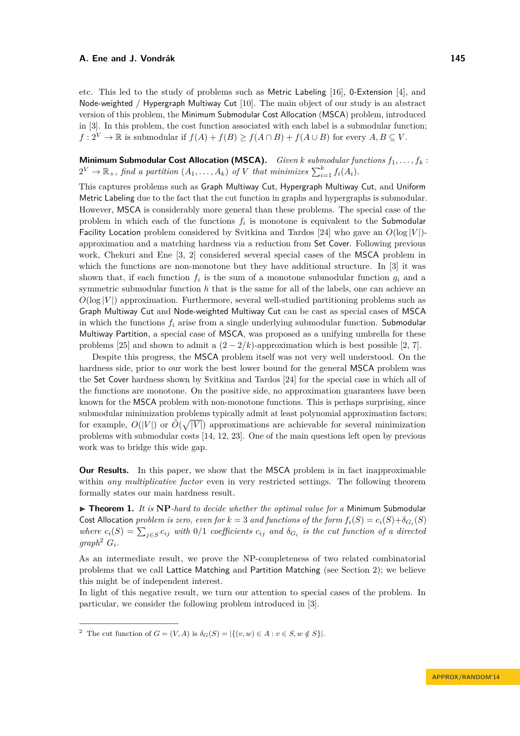etc. This led to the study of problems such as Metric Labeling [16], 0-Extension [4], and Node-weighted / Hypergraph Multiway Cut [10]. The main object of our study is an abstract version of this problem, the Minimum Submodular Cost Allocation (MSCA) problem, introduced in [3]. In this problem, the cost function associated with each label is a submodular function; $f : 2^V \to \mathbb{R}$ is submodular if $f(A) + f(B) \geq f(A \cap B) + f(A \cup B)$ for every $A, B \subseteq V$.

**Minimum Submodular Cost Allocation (MSCA).** *Given $k$ submodular functions $f_1, \ldots, f_k : 2^V \to \mathbb{R}_+$, find a partition $(A_1, \ldots, A_k)$ of $V$ that minimizes $\sum_{i=1}^{k} f_i(A_i)$.*

This captures problems such as Graph Multiway Cut, Hypergraph Multiway Cut, and Uniform Metric Labeling due to the fact that the cut function in graphs and hypergraphs is submodular. However, MSCA is considerably more general than these problems. The special case of the problem in which each of the functions $f_i$ is monotone is equivalent to the Submodular Facility Location problem considered by Svitkina and Tardos [24] who gave an $O(\log |V|)$-approximation and a matching hardness via a reduction from Set Cover. Following previous work, Chekuri and Ene [3, 2] considered several special cases of the MSCA problem in which the functions are non-monotone but they have additional structure. In [3] it was shown that, if each function $f_i$ is the sum of a monotone submodular function $g_i$ and a symmetric submodular function $h$ that is the same for all of the labels, one can achieve an $O(\log |V|)$ approximation. Furthermore, several well-studied partitioning problems such as Graph Multiway Cut and Node-weighted Multiway Cut can be cast as special cases of MSCA in which the functions $f_i$ arise from a single underlying submodular function. Submodular Multiway Partition, a special case of MSCA, was proposed as a unifying umbrella for these problems [25] and shown to admit a $(2 - 2/k)$-approximation which is best possible [2, 7].

Despite this progress, the MSCA problem itself was not very well understood. On the hardness side, prior to our work the best lower bound for the general MSCA problem was the Set Cover hardness shown by Svitkina and Tardos [24] for the special case in which all of the functions are monotone. On the positive side, no approximation guarantees have been known for the MSCA problem with non-monotone functions. This is perhaps surprising, since submodular minimization problems typically admit at least polynomial approximation factors; for example, $O(|V|)$ or $\tilde{O}(\sqrt{|V|})$ approximations are achievable for several minimization problems with submodular costs [14, 12, 23]. One of the main questions left open by previous work was to bridge this wide gap.

**Our Results.** In this paper, we show that the MSCA problem is in fact inapproximable within *any multiplicative factor* even in very restricted settings. The following theorem formally states our main hardness result.

▶ **Theorem 1.** *It is* **NP***-hard to decide whether the optimal value for a* Minimum Submodular Cost Allocation *problem is zero, even for $k = 3$ and functions of the form $f_i(S) = c_i(S) + \delta_{G_i}(S)$ where $c_i(S) = \sum_{j \in S} c_{ij}$ with $0/1$ coefficients $c_{ij}$ and $\delta_{G_i}$ is the cut function of a directed graph*[2] *$G_i$.*

As an intermediate result, we prove the NP-completeness of two related combinatorial problems that we call Lattice Matching and Partition Matching (see Section 2); we believe this might be of independent interest.

In light of this negative result, we turn our attention to special cases of the problem. In particular, we consider the following problem introduced in [3].

---

[2] The cut function of $G = (V, A)$ is $\delta_G(S) = |\{(v, w) \in A : v \in S, w \notin S\}|$.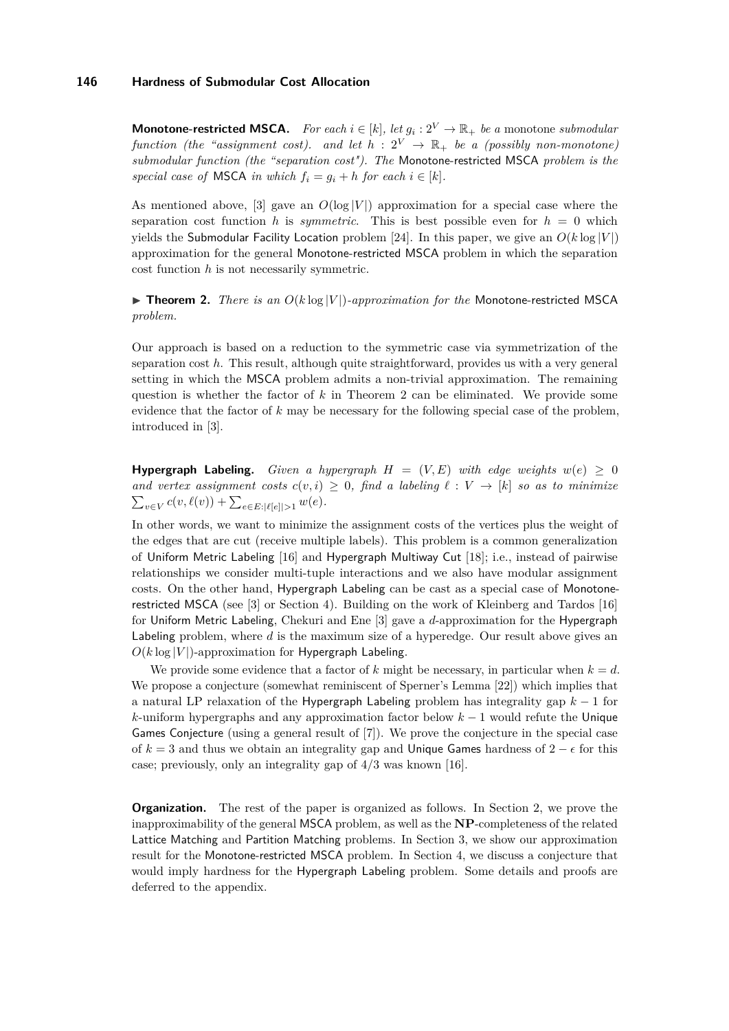**Monotone-restricted MSCA.** *For each $i \in [k]$, let $g_i : 2^V \to \mathbb{R}_+$ be a* monotone *submodular function (the "assignment cost). and let $h : 2^V \to \mathbb{R}_+$ be a (possibly non-monotone) submodular function (the "separation cost"). The* Monotone-restricted MSCA *problem is the special case of* MSCA *in which $f_i = g_i + h$ for each $i \in [k]$.*

As mentioned above, [3] gave an $O(\log |V|)$ approximation for a special case where the separation cost function $h$ is *symmetric*. This is best possible even for $h = 0$ which yields the Submodular Facility Location problem [24]. In this paper, we give an $O(k \log |V|)$ approximation for the general Monotone-restricted MSCA problem in which the separation cost function $h$ is not necessarily symmetric.

▶ **Theorem 2.** *There is an $O(k \log |V|)$-approximation for the* Monotone-restricted MSCA *problem.*

Our approach is based on a reduction to the symmetric case via symmetrization of the separation cost $h$. This result, although quite straightforward, provides us with a very general setting in which the MSCA problem admits a non-trivial approximation. The remaining question is whether the factor of $k$ in Theorem 2 can be eliminated. We provide some evidence that the factor of $k$ may be necessary for the following special case of the problem, introduced in [3].

**Hypergraph Labeling.** *Given a hypergraph $H = (V, E)$ with edge weights $w(e) \geq 0$ and vertex assignment costs $c(v, i) \geq 0$, find a labeling $\ell : V \to [k]$ so as to minimize $\sum_{v \in V} c(v, \ell(v)) + \sum_{e \in E : |\ell[e]| > 1} w(e)$.*

In other words, we want to minimize the assignment costs of the vertices plus the weight of the edges that are cut (receive multiple labels). This problem is a common generalization of Uniform Metric Labeling [16] and Hypergraph Multiway Cut [18]; i.e., instead of pairwise relationships we consider multi-tuple interactions and we also have modular assignment costs. On the other hand, Hypergraph Labeling can be cast as a special case of Monotone-restricted MSCA (see [3] or Section 4). Building on the work of Kleinberg and Tardos [16] for Uniform Metric Labeling, Chekuri and Ene [3] gave a $d$-approximation for the Hypergraph Labeling problem, where $d$ is the maximum size of a hyperedge. Our result above gives an $O(k \log |V|)$-approximation for Hypergraph Labeling.

We provide some evidence that a factor of $k$ might be necessary, in particular when $k = d$. We propose a conjecture (somewhat reminiscent of Sperner's Lemma [22]) which implies that a natural LP relaxation of the Hypergraph Labeling problem has integrality gap $k - 1$ for $k$-uniform hypergraphs and any approximation factor below $k - 1$ would refute the Unique Games Conjecture (using a general result of [7]). We prove the conjecture in the special case of $k = 3$ and thus we obtain an integrality gap and Unique Games hardness of $2 - \epsilon$ for this case; previously, only an integrality gap of $4/3$ was known [16].

**Organization.** The rest of the paper is organized as follows. In Section 2, we prove the inapproximability of the general MSCA problem, as well as the **NP**-completeness of the related Lattice Matching and Partition Matching problems. In Section 3, we show our approximation result for the Monotone-restricted MSCA problem. In Section 4, we discuss a conjecture that would imply hardness for the Hypergraph Labeling problem. Some details and proofs are deferred to the appendix.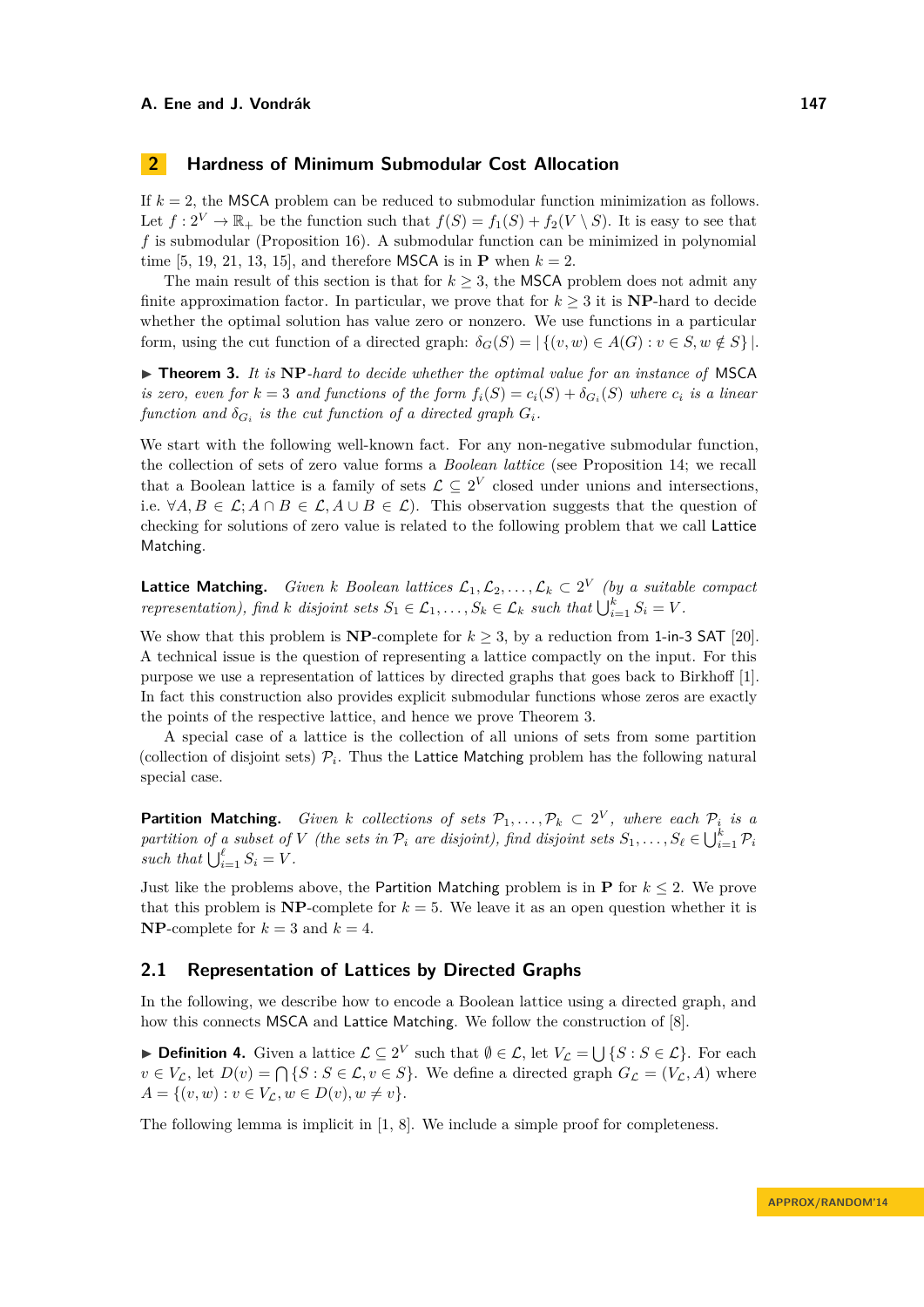## 2 Hardness of Minimum Submodular Cost Allocation

If $k = 2$, the MSCA problem can be reduced to submodular function minimization as follows. Let $f : 2^V \to \mathbb{R}_+$ be the function such that $f(S) = f_1(S) + f_2(V \setminus S)$. It is easy to see that $f$ is submodular (Proposition 16). A submodular function can be minimized in polynomial time [5, 19, 21, 13, 15], and therefore MSCA is in **P** when $k = 2$.

The main result of this section is that for $k \geq 3$, the MSCA problem does not admit any finite approximation factor. In particular, we prove that for $k \geq 3$ it is **NP**-hard to decide whether the optimal solution has value zero or nonzero. We use functions in a particular form, using the cut function of a directed graph: $\delta_G(S) = |\{(v,w) \in A(G) : v \in S, w \notin S\}|$.

▶ **Theorem 3.** *It is* **NP***-hard to decide whether the optimal value for an instance of* MSCA *is zero, even for $k = 3$ and functions of the form $f_i(S) = c_i(S) + \delta_{G_i}(S)$ where $c_i$ is a linear function and $\delta_{G_i}$ is the cut function of a directed graph $G_i$.*

We start with the following well-known fact. For any non-negative submodular function, the collection of sets of zero value forms a *Boolean lattice* (see Proposition 14; we recall that a Boolean lattice is a family of sets $\mathcal{L} \subseteq 2^V$ closed under unions and intersections, i.e. $\forall A, B \in \mathcal{L}; A \cap B \in \mathcal{L}, A \cup B \in \mathcal{L}$). This observation suggests that the question of checking for solutions of zero value is related to the following problem that we call Lattice Matching.

**Lattice Matching.** *Given $k$ Boolean lattices $\mathcal{L}_1, \mathcal{L}_2, \ldots, \mathcal{L}_k \subset 2^V$ (by a suitable compact representation), find $k$ disjoint sets $S_1 \in \mathcal{L}_1, \ldots, S_k \in \mathcal{L}_k$ such that $\bigcup_{i=1}^{k} S_i = V$.*

We show that this problem is **NP**-complete for $k \geq 3$, by a reduction from 1-in-3 SAT [20]. A technical issue is the question of representing a lattice compactly on the input. For this purpose we use a representation of lattices by directed graphs that goes back to Birkhoff [1]. In fact this construction also provides explicit submodular functions whose zeros are exactly the points of the respective lattice, and hence we prove Theorem 3.

A special case of a lattice is the collection of all unions of sets from some partition (collection of disjoint sets) $\mathcal{P}_i$. Thus the Lattice Matching problem has the following natural special case.

**Partition Matching.** *Given $k$ collections of sets $\mathcal{P}_1, \ldots, \mathcal{P}_k \subset 2^V$, where each $\mathcal{P}_i$ is a partition of a subset of $V$ (the sets in $\mathcal{P}_i$ are disjoint), find disjoint sets $S_1, \ldots, S_\ell \in \bigcup_{i=1}^{k} \mathcal{P}_i$ such that $\bigcup_{i=1}^{\ell} S_i = V$.*

Just like the problems above, the Partition Matching problem is in **P** for $k \leq 2$. We prove that this problem is **NP**-complete for $k = 5$. We leave it as an open question whether it is **NP**-complete for $k = 3$ and $k = 4$.

### 2.1 Representation of Lattices by Directed Graphs

In the following, we describe how to encode a Boolean lattice using a directed graph, and how this connects MSCA and Lattice Matching. We follow the construction of [8].

▶ **Definition 4.** Given a lattice $\mathcal{L} \subseteq 2^V$ such that $\emptyset \in \mathcal{L}$, let $V_{\mathcal{L}} = \bigcup\{S : S \in \mathcal{L}\}$. For each $v \in V_{\mathcal{L}}$, let $D(v) = \bigcap\{S : S \in \mathcal{L}, v \in S\}$. We define a directed graph $G_{\mathcal{L}} = (V_{\mathcal{L}}, A)$ where $A = \{(v,w) : v \in V_{\mathcal{L}}, w \in D(v), w \neq v\}$.

The following lemma is implicit in [1, 8]. We include a simple proof for completeness.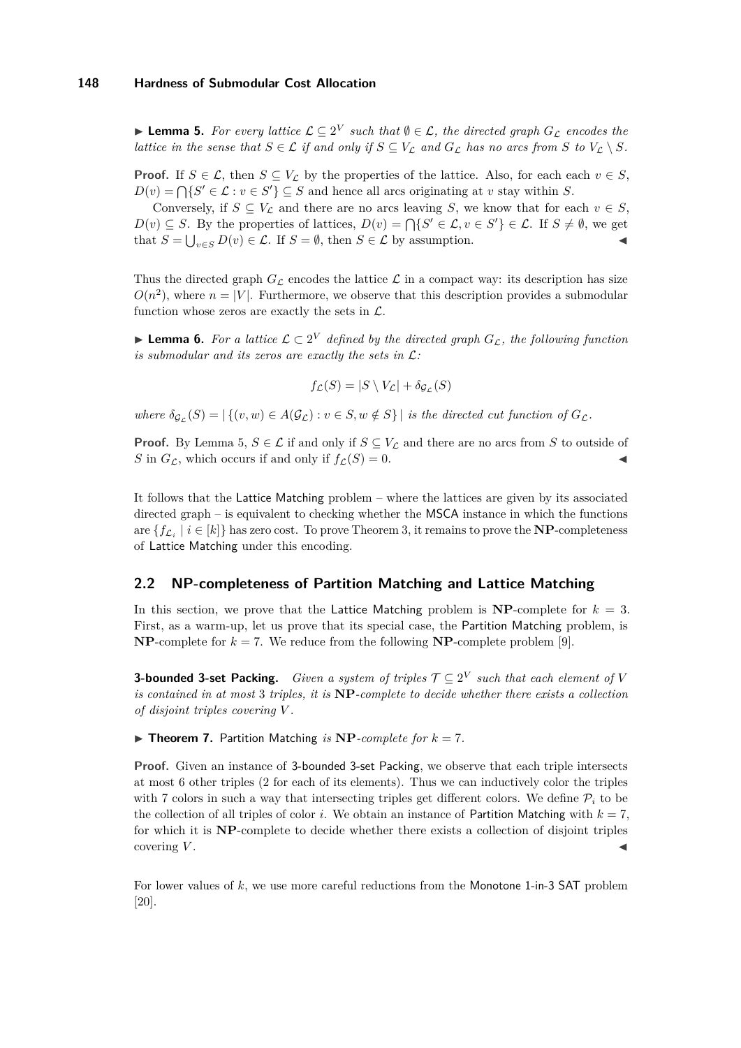▶ **Lemma 5.** *For every lattice $\mathcal{L} \subseteq 2^V$ such that $\emptyset \in \mathcal{L}$, the directed graph $G_{\mathcal{L}}$ encodes the lattice in the sense that $S \in \mathcal{L}$ if and only if $S \subseteq V_{\mathcal{L}}$ and $G_{\mathcal{L}}$ has no arcs from $S$ to $V_{\mathcal{L}} \setminus S$.*

**Proof.** If $S \in \mathcal{L}$, then $S \subseteq V_{\mathcal{L}}$ by the properties of the lattice. Also, for each each $v \in S$, $D(v) = \bigcap\{S' \in \mathcal{L} : v \in S'\} \subseteq S$ and hence all arcs originating at $v$ stay within $S$.

Conversely, if $S \subseteq V_{\mathcal{L}}$ and there are no arcs leaving $S$, we know that for each $v \in S$, $D(v) \subseteq S$. By the properties of lattices, $D(v) = \bigcap\{S' \in \mathcal{L}, v \in S'\} \in \mathcal{L}$. If $S \neq \emptyset$, we get that $S = \bigcup_{v \in S} D(v) \in \mathcal{L}$. If $S = \emptyset$, then $S \in \mathcal{L}$ by assumption. ◀

Thus the directed graph $G_{\mathcal{L}}$ encodes the lattice $\mathcal{L}$ in a compact way: its description has size $O(n^2)$, where $n = |V|$. Furthermore, we observe that this description provides a submodular function whose zeros are exactly the sets in $\mathcal{L}$.

▶ **Lemma 6.** *For a lattice $\mathcal{L} \subset 2^V$ defined by the directed graph $G_{\mathcal{L}}$, the following function is submodular and its zeros are exactly the sets in $\mathcal{L}$:*

$$f_{\mathcal{L}}(S) = |S \setminus V_{\mathcal{L}}| + \delta_{\mathcal{G}_{\mathcal{L}}}(S)$$

*where $\delta_{\mathcal{G}_{\mathcal{L}}}(S) = |\{(v, w) \in A(\mathcal{G}_{\mathcal{L}}) : v \in S, w \notin S\}|$ is the directed cut function of $G_{\mathcal{L}}$.*

**Proof.** By Lemma 5, $S \in \mathcal{L}$ if and only if $S \subseteq V_{\mathcal{L}}$ and there are no arcs from $S$ to outside of $S$ in $G_{\mathcal{L}}$, which occurs if and only if $f_{\mathcal{L}}(S) = 0$. ◀

It follows that the Lattice Matching problem – where the lattices are given by its associated directed graph – is equivalent to checking whether the MSCA instance in which the functions are $\{f_{\mathcal{L}_i} \mid i \in [k]\}$ has zero cost. To prove Theorem 3, it remains to prove the **NP**-completeness of Lattice Matching under this encoding.

## 2.2 NP-completeness of Partition Matching and Lattice Matching

In this section, we prove that the Lattice Matching problem is **NP**-complete for $k = 3$. First, as a warm-up, let us prove that its special case, the Partition Matching problem, is **NP**-complete for $k = 7$. We reduce from the following **NP**-complete problem [9].

**3-bounded 3-set Packing.** *Given a system of triples $\mathcal{T} \subseteq 2^V$ such that each element of $V$ is contained in at most 3 triples, it is **NP**-complete to decide whether there exists a collection of disjoint triples covering $V$.*

▶ **Theorem 7.** Partition Matching *is **NP**-complete for $k = 7$.*

**Proof.** Given an instance of 3-bounded 3-set Packing, we observe that each triple intersects at most 6 other triples (2 for each of its elements). Thus we can inductively color the triples with 7 colors in such a way that intersecting triples get different colors. We define $\mathcal{P}_i$ to be the collection of all triples of color $i$. We obtain an instance of Partition Matching with $k = 7$, for which it is **NP**-complete to decide whether there exists a collection of disjoint triples covering $V$. ◀

For lower values of $k$, we use more careful reductions from the Monotone 1-in-3 SAT problem [20].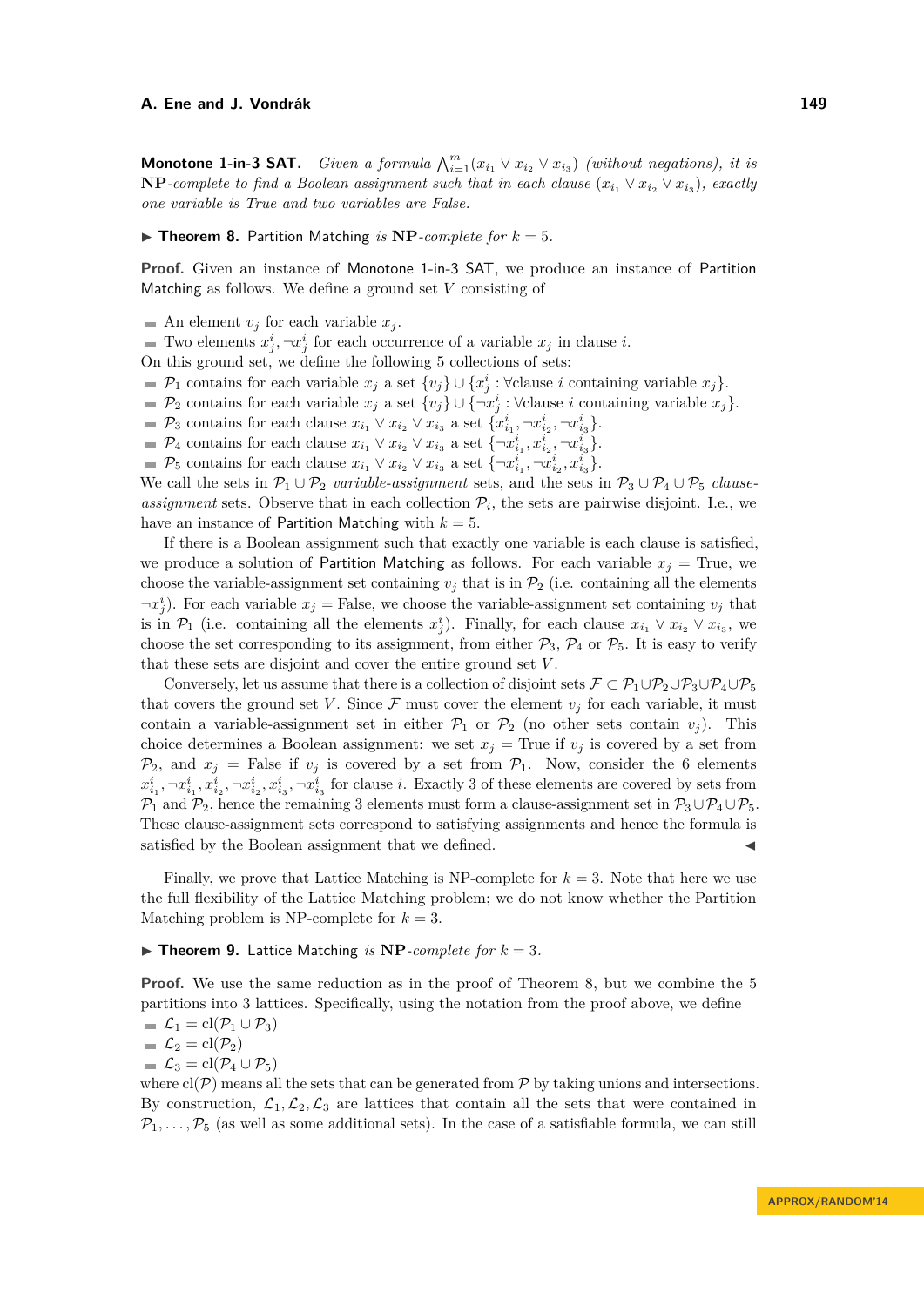**Monotone 1-in-3 SAT.** *Given a formula $\bigwedge_{i=1}^m (x_{i_1} \vee x_{i_2} \vee x_{i_3})$ (without negations), it is* **NP***-complete to find a Boolean assignment such that in each clause $(x_{i_1} \vee x_{i_2} \vee x_{i_3})$, exactly one variable is True and two variables are False.*

▶ **Theorem 8.** Partition Matching *is* **NP***-complete for $k = 5$.*

**Proof.** Given an instance of Monotone 1-in-3 SAT, we produce an instance of Partition Matching as follows. We define a ground set $V$ consisting of

- An element $v_j$ for each variable $x_j$.
- Two elements $x_j^i, \neg x_j^i$ for each occurrence of a variable $x_j$ in clause $i$.

On this ground set, we define the following 5 collections of sets:

- $\mathcal{P}_1$ contains for each variable $x_j$ a set $\{v_j\} \cup \{x_j^i : \forall \text{clause } i \text{ containing variable } x_j\}$.
- $\mathcal{P}_2$ contains for each variable $x_j$ a set $\{v_j\} \cup \{\neg x_j^i : \forall \text{clause } i \text{ containing variable } x_j\}$.
- $\mathcal{P}_3$ contains for each clause $x_{i_1} \vee x_{i_2} \vee x_{i_3}$ a set $\{x_{i_1}^i, \neg x_{i_2}^i, \neg x_{i_3}^i\}$.
- $\mathcal{P}_4$ contains for each clause $x_{i_1} \vee x_{i_2} \vee x_{i_3}$ a set $\{\neg x_{i_1}^i, x_{i_2}^i, \neg x_{i_3}^i\}$.
- $\mathcal{P}_5$ contains for each clause $x_{i_1} \vee x_{i_2} \vee x_{i_3}$ a set $\{\neg x_{i_1}^i, \neg x_{i_2}^i, x_{i_3}^i\}$.

We call the sets in $\mathcal{P}_1 \cup \mathcal{P}_2$ *variable-assignment* sets, and the sets in $\mathcal{P}_3 \cup \mathcal{P}_4 \cup \mathcal{P}_5$ *clause-assignment* sets. Observe that in each collection $\mathcal{P}_i$, the sets are pairwise disjoint. I.e., we have an instance of Partition Matching with $k = 5$.

If there is a Boolean assignment such that exactly one variable is each clause is satisfied, we produce a solution of Partition Matching as follows. For each variable $x_j =$ True, we choose the variable-assignment set containing $v_j$ that is in $\mathcal{P}_2$ (i.e. containing all the elements $\neg x_j^i$). For each variable $x_j =$ False, we choose the variable-assignment set containing $v_j$ that is in $\mathcal{P}_1$ (i.e. containing all the elements $x_j^i$). Finally, for each clause $x_{i_1} \vee x_{i_2} \vee x_{i_3}$, we choose the set corresponding to its assignment, from either $\mathcal{P}_3$, $\mathcal{P}_4$ or $\mathcal{P}_5$. It is easy to verify that these sets are disjoint and cover the entire ground set $V$.

Conversely, let us assume that there is a collection of disjoint sets $\mathcal{F} \subset \mathcal{P}_1 \cup \mathcal{P}_2 \cup \mathcal{P}_3 \cup \mathcal{P}_4 \cup \mathcal{P}_5$ that covers the ground set $V$. Since $\mathcal{F}$ must cover the element $v_j$ for each variable, it must contain a variable-assignment set in either $\mathcal{P}_1$ or $\mathcal{P}_2$ (no other sets contain $v_j$). This choice determines a Boolean assignment: we set $x_j =$ True if $v_j$ is covered by a set from $\mathcal{P}_2$, and $x_j =$ False if $v_j$ is covered by a set from $\mathcal{P}_1$. Now, consider the 6 elements $x_{i_1}^i, \neg x_{i_1}^i, x_{i_2}^i, \neg x_{i_2}^i, x_{i_3}^i, \neg x_{i_3}^i$ for clause $i$. Exactly 3 of these elements are covered by sets from $\mathcal{P}_1$ and $\mathcal{P}_2$, hence the remaining 3 elements must form a clause-assignment set in $\mathcal{P}_3 \cup \mathcal{P}_4 \cup \mathcal{P}_5$. These clause-assignment sets correspond to satisfying assignments and hence the formula is satisfied by the Boolean assignment that we defined. ◀

Finally, we prove that Lattice Matching is NP-complete for $k = 3$. Note that here we use the full flexibility of the Lattice Matching problem; we do not know whether the Partition Matching problem is NP-complete for $k = 3$.

▶ **Theorem 9.** Lattice Matching *is* **NP***-complete for $k = 3$.*

**Proof.** We use the same reduction as in the proof of Theorem 8, but we combine the 5 partitions into 3 lattices. Specifically, using the notation from the proof above, we define

- $\mathcal{L}_1 = \text{cl}(\mathcal{P}_1 \cup \mathcal{P}_3)$
- $\mathcal{L}_2 = \text{cl}(\mathcal{P}_2)$
- $\mathcal{L}_3 = \text{cl}(\mathcal{P}_4 \cup \mathcal{P}_5)$

where $\text{cl}(\mathcal{P})$ means all the sets that can be generated from $\mathcal{P}$ by taking unions and intersections. By construction, $\mathcal{L}_1, \mathcal{L}_2, \mathcal{L}_3$ are lattices that contain all the sets that were contained in $\mathcal{P}_1, \ldots, \mathcal{P}_5$ (as well as some additional sets). In the case of a satisfiable formula, we can still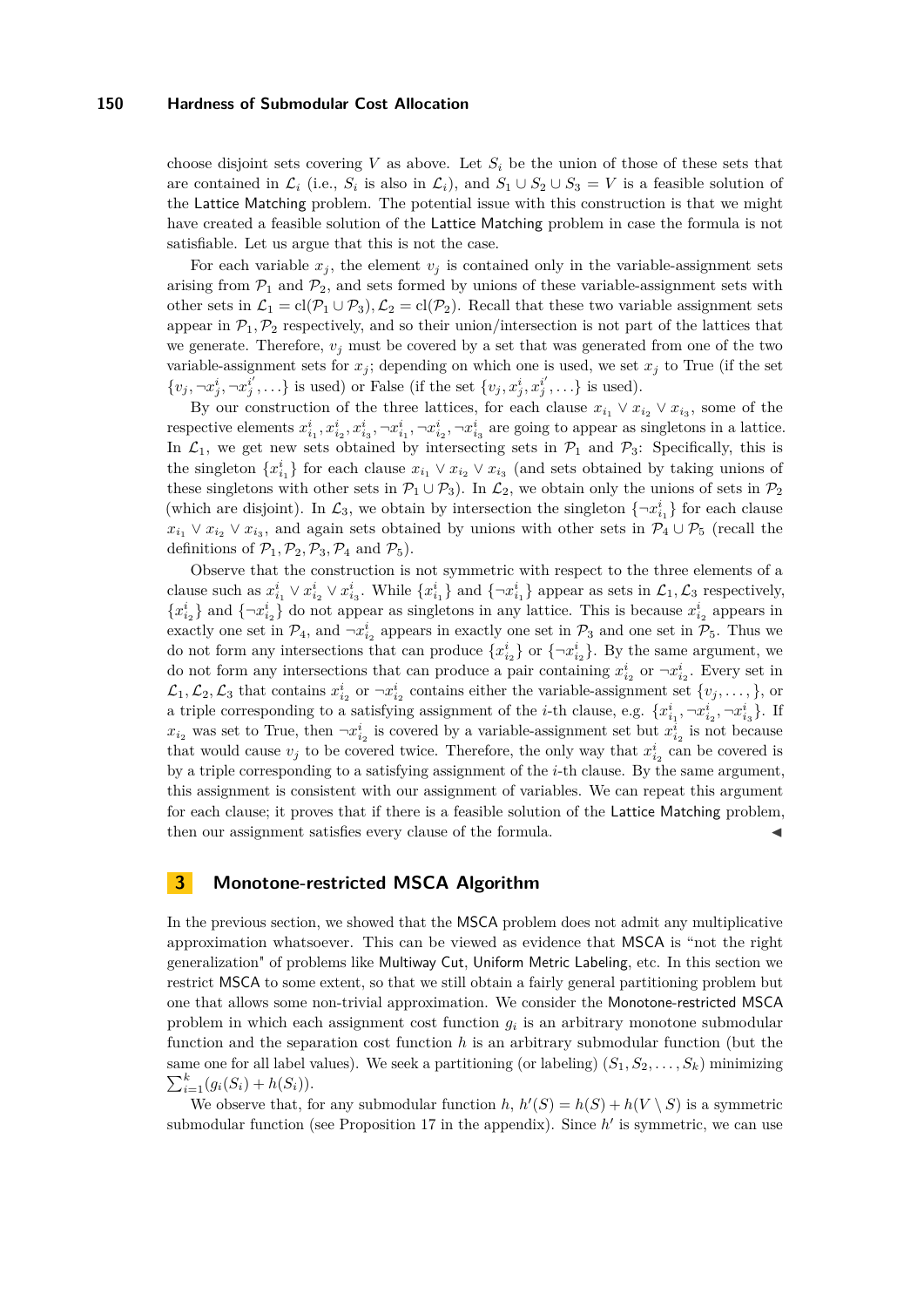choose disjoint sets covering $V$ as above. Let $S_i$ be the union of those of these sets that are contained in $\mathcal{L}_i$ (i.e., $S_i$ is also in $\mathcal{L}_i$), and $S_1 \cup S_2 \cup S_3 = V$ is a feasible solution of the Lattice Matching problem. The potential issue with this construction is that we might have created a feasible solution of the Lattice Matching problem in case the formula is not satisfiable. Let us argue that this is not the case.

For each variable $x_j$, the element $v_j$ is contained only in the variable-assignment sets arising from $\mathcal{P}_1$ and $\mathcal{P}_2$, and sets formed by unions of these variable-assignment sets with other sets in $\mathcal{L}_1 = \text{cl}(\mathcal{P}_1 \cup \mathcal{P}_3), \mathcal{L}_2 = \text{cl}(\mathcal{P}_2)$. Recall that these two variable assignment sets appear in $\mathcal{P}_1, \mathcal{P}_2$ respectively, and so their union/intersection is not part of the lattices that we generate. Therefore, $v_j$ must be covered by a set that was generated from one of the two variable-assignment sets for $x_j$; depending on which one is used, we set $x_j$ to True (if the set $\{v_j, \neg x^i_j, \neg x^{i'}_j, \ldots\}$ is used) or False (if the set $\{v_j, x^i_j, x^{i'}_j, \ldots\}$ is used).

By our construction of the three lattices, for each clause $x_{i_1} \vee x_{i_2} \vee x_{i_3}$, some of the respective elements $x^i_{i_1}, x^i_{i_2}, x^i_{i_3}, \neg x^i_{i_1}, \neg x^i_{i_2}, \neg x^i_{i_3}$ are going to appear as singletons in a lattice. In $\mathcal{L}_1$, we get new sets obtained by intersecting sets in $\mathcal{P}_1$ and $\mathcal{P}_3$: Specifically, this is the singleton $\{x^i_{i_1}\}$ for each clause $x_{i_1} \vee x_{i_2} \vee x_{i_3}$ (and sets obtained by taking unions of these singletons with other sets in $\mathcal{P}_1 \cup \mathcal{P}_3$). In $\mathcal{L}_2$, we obtain only the unions of sets in $\mathcal{P}_2$ (which are disjoint). In $\mathcal{L}_3$, we obtain by intersection the singleton $\{\neg x^i_{i_1}\}$ for each clause $x_{i_1} \vee x_{i_2} \vee x_{i_3}$, and again sets obtained by unions with other sets in $\mathcal{P}_4 \cup \mathcal{P}_5$ (recall the definitions of $\mathcal{P}_1, \mathcal{P}_2, \mathcal{P}_3, \mathcal{P}_4$ and $\mathcal{P}_5$).

Observe that the construction is not symmetric with respect to the three elements of a clause such as $x^i_{i_1} \vee x^i_{i_2} \vee x^i_{i_3}$. While $\{x^i_{i_1}\}$ and $\{\neg x^i_{i_1}\}$ appear as sets in $\mathcal{L}_1, \mathcal{L}_3$ respectively, $\{x^i_{i_2}\}$ and $\{\neg x^i_{i_2}\}$ do not appear as singletons in any lattice. This is because $x^i_{i_2}$ appears in exactly one set in $\mathcal{P}_4$, and $\neg x^i_{i_2}$ appears in exactly one set in $\mathcal{P}_3$ and one set in $\mathcal{P}_5$. Thus we do not form any intersections that can produce $\{x^i_{i_2}\}$ or $\{\neg x^i_{i_2}\}$. By the same argument, we do not form any intersections that can produce a pair containing $x^i_{i_2}$ or $\neg x^i_{i_2}$. Every set in $\mathcal{L}_1, \mathcal{L}_2, \mathcal{L}_3$ that contains $x^i_{i_2}$ or $\neg x^i_{i_2}$ contains either the variable-assignment set $\{v_j, \ldots,\}$, or a triple corresponding to a satisfying assignment of the $i$-th clause, e.g. $\{x^i_{i_1}, \neg x^i_{i_2}, \neg x^i_{i_3}\}$. If $x_{i_2}$ was set to True, then $\neg x^i_{i_2}$ is covered by a variable-assignment set but $x^i_{i_2}$ is not because that would cause $v_j$ to be covered twice. Therefore, the only way that $x^i_{i_2}$ can be covered is by a triple corresponding to a satisfying assignment of the $i$-th clause. By the same argument, this assignment is consistent with our assignment of variables. We can repeat this argument for each clause; it proves that if there is a feasible solution of the Lattice Matching problem, then our assignment satisfies every clause of the formula. ◀

## 3 Monotone-restricted MSCA Algorithm

In the previous section, we showed that the MSCA problem does not admit any multiplicative approximation whatsoever. This can be viewed as evidence that MSCA is "not the right generalization" of problems like Multiway Cut, Uniform Metric Labeling, etc. In this section we restrict MSCA to some extent, so that we still obtain a fairly general partitioning problem but one that allows some non-trivial approximation. We consider the Monotone-restricted MSCA problem in which each assignment cost function $g_i$ is an arbitrary monotone submodular function and the separation cost function $h$ is an arbitrary submodular function (but the same one for all label values). We seek a partitioning (or labeling) $(S_1, S_2, \ldots, S_k)$ minimizing $\sum_{i=1}^{k}(g_i(S_i) + h(S_i))$.

We observe that, for any submodular function $h$, $h'(S) = h(S) + h(V \setminus S)$ is a symmetric submodular function (see Proposition 17 in the appendix). Since $h'$ is symmetric, we can use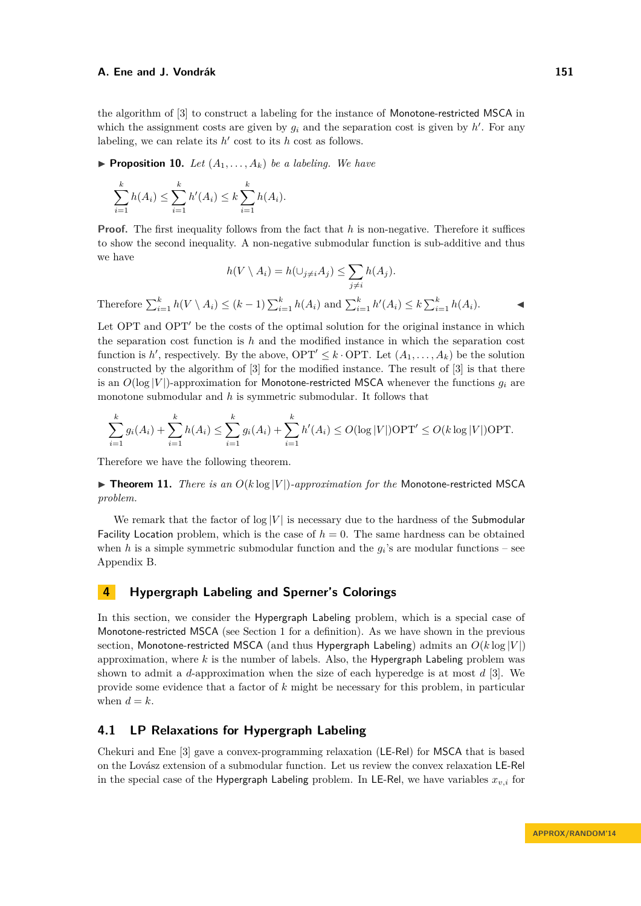the algorithm of [3] to construct a labeling for the instance of Monotone-restricted MSCA in which the assignment costs are given by $g_i$ and the separation cost is given by $h'$. For any labeling, we can relate its $h'$ cost to its $h$ cost as follows.

▶ **Proposition 10.** *Let $(A_1, \dots, A_k)$ be a labeling. We have*

$$\sum_{i=1}^{k} h(A_i) \leq \sum_{i=1}^{k} h'(A_i) \leq k \sum_{i=1}^{k} h(A_i).$$

**Proof.** The first inequality follows from the fact that $h$ is non-negative. Therefore it suffices to show the second inequality. A non-negative submodular function is sub-additive and thus we have

$$h(V \setminus A_i) = h(\cup_{j \neq i} A_j) \leq \sum_{j \neq i} h(A_j).$$

Therefore $\sum_{i=1}^{k} h(V \setminus A_i) \leq (k-1) \sum_{i=1}^{k} h(A_i)$ and $\sum_{i=1}^{k} h'(A_i) \leq k \sum_{i=1}^{k} h(A_i)$. ◀

Let OPT and OPT′ be the costs of the optimal solution for the original instance in which the separation cost function is $h$ and the modified instance in which the separation cost function is $h'$, respectively. By the above, $\mathrm{OPT}' \leq k \cdot \mathrm{OPT}$. Let $(A_1, \dots, A_k)$ be the solution constructed by the algorithm of [3] for the modified instance. The result of [3] is that there is an $O(\log |V|)$-approximation for Monotone-restricted MSCA whenever the functions $g_i$ are monotone submodular and $h$ is symmetric submodular. It follows that

$$\sum_{i=1}^{k} g_i(A_i) + \sum_{i=1}^{k} h(A_i) \leq \sum_{i=1}^{k} g_i(A_i) + \sum_{i=1}^{k} h'(A_i) \leq O(\log |V|)\mathrm{OPT}' \leq O(k \log |V|)\mathrm{OPT}.$$

Therefore we have the following theorem.

▶ **Theorem 11.** *There is an $O(k \log |V|)$-approximation for the Monotone-restricted MSCA problem.*

We remark that the factor of $\log |V|$ is necessary due to the hardness of the Submodular Facility Location problem, which is the case of $h = 0$. The same hardness can be obtained when $h$ is a simple symmetric submodular function and the $g_i$'s are modular functions – see Appendix B.

## 4 Hypergraph Labeling and Sperner's Colorings

In this section, we consider the Hypergraph Labeling problem, which is a special case of Monotone-restricted MSCA (see Section 1 for a definition). As we have shown in the previous section, Monotone-restricted MSCA (and thus Hypergraph Labeling) admits an $O(k \log |V|)$ approximation, where $k$ is the number of labels. Also, the Hypergraph Labeling problem was shown to admit a $d$-approximation when the size of each hyperedge is at most $d$ [3]. We provide some evidence that a factor of $k$ might be necessary for this problem, in particular when $d = k$.

### 4.1 LP Relaxations for Hypergraph Labeling

Chekuri and Ene [3] gave a convex-programming relaxation (LE-Rel) for MSCA that is based on the Lovász extension of a submodular function. Let us review the convex relaxation LE-Rel in the special case of the Hypergraph Labeling problem. In LE-Rel, we have variables $x_{v,i}$ for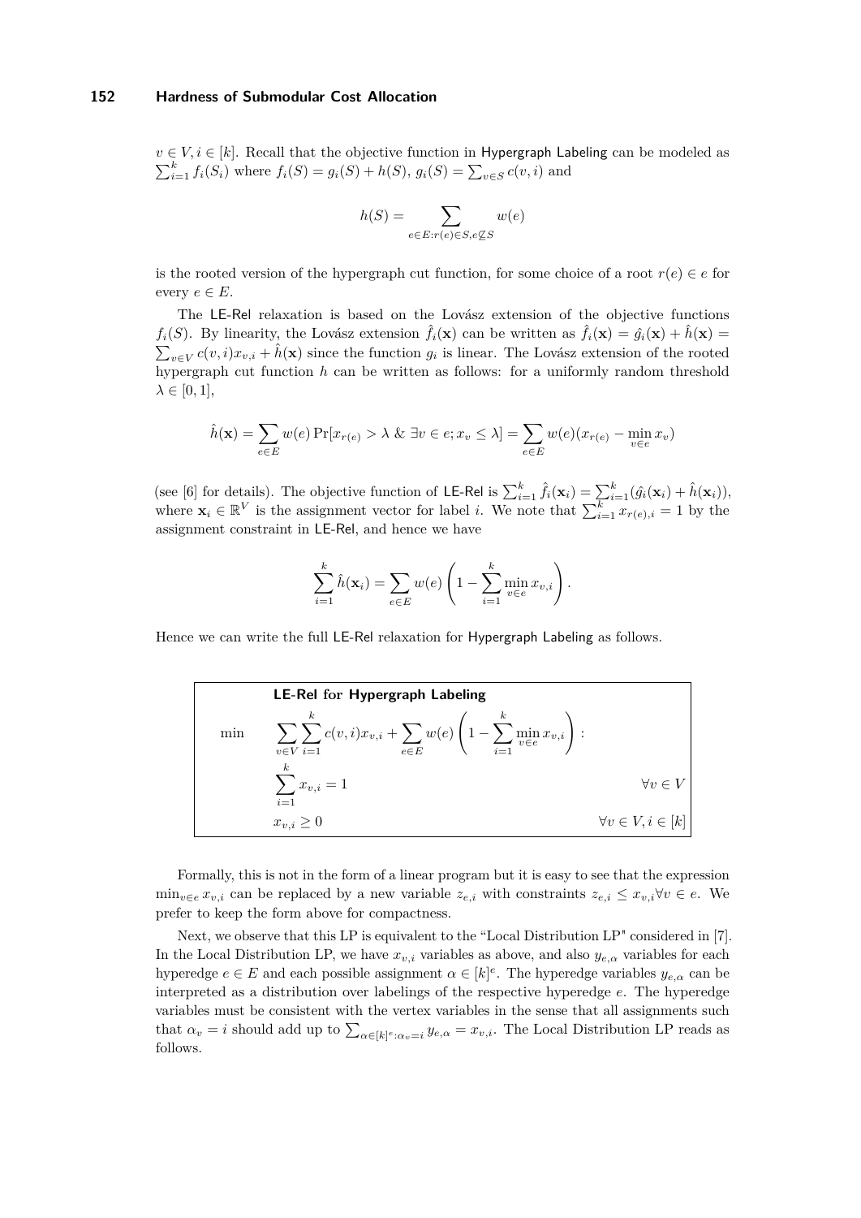$v \in V, i \in [k]$. Recall that the objective function in Hypergraph Labeling can be modeled as $\sum_{i=1}^{k} f_i(S_i)$ where $f_i(S) = g_i(S) + h(S)$, $g_i(S) = \sum_{v \in S} c(v,i)$ and

$$h(S) = \sum_{e \in E : r(e) \in S, e \not\subseteq S} w(e)$$

is the rooted version of the hypergraph cut function, for some choice of a root $r(e) \in e$ for every $e \in E$.

The LE-Rel relaxation is based on the Lovász extension of the objective functions $f_i(S)$. By linearity, the Lovász extension $\hat{f}_i(\mathbf{x})$ can be written as $\hat{f}_i(\mathbf{x}) = \hat{g}_i(\mathbf{x}) + \hat{h}(\mathbf{x}) = \sum_{v \in V} c(v,i) x_{v,i} + \hat{h}(\mathbf{x})$ since the function $g_i$ is linear. The Lovász extension of the rooted hypergraph cut function $h$ can be written as follows: for a uniformly random threshold $\lambda \in [0,1]$,

$$\hat{h}(\mathbf{x}) = \sum_{e \in E} w(e) \Pr[x_{r(e)} > \lambda \ \& \ \exists v \in e; x_v \leq \lambda] = \sum_{e \in E} w(e)(x_{r(e)} - \min_{v \in e} x_v)$$

(see [6] for details). The objective function of LE-Rel is $\sum_{i=1}^{k} \hat{f}_i(\mathbf{x}_i) = \sum_{i=1}^{k} (\hat{g}_i(\mathbf{x}_i) + \hat{h}(\mathbf{x}_i))$, where $\mathbf{x}_i \in \mathbb{R}^V$ is the assignment vector for label $i$. We note that $\sum_{i=1}^{k} x_{r(e),i} = 1$ by the assignment constraint in LE-Rel, and hence we have

$$\sum_{i=1}^{k} \hat{h}(\mathbf{x}_i) = \sum_{e \in E} w(e) \left( 1 - \sum_{i=1}^{k} \min_{v \in e} x_{v,i} \right).$$

Hence we can write the full LE-Rel relaxation for Hypergraph Labeling as follows.

**LE-Rel for Hypergraph Labeling**

$$\min \quad \sum_{v \in V} \sum_{i=1}^{k} c(v,i) x_{v,i} + \sum_{e \in E} w(e) \left( 1 - \sum_{i=1}^{k} \min_{v \in e} x_{v,i} \right) :$$

$$\sum_{i=1}^{k} x_{v,i} = 1 \qquad \forall v \in V$$

$$x_{v,i} \geq 0 \qquad \forall v \in V, i \in [k]$$

Formally, this is not in the form of a linear program but it is easy to see that the expression $\min_{v \in e} x_{v,i}$ can be replaced by a new variable $z_{e,i}$ with constraints $z_{e,i} \leq x_{v,i} \forall v \in e$. We prefer to keep the form above for compactness.

Next, we observe that this LP is equivalent to the "Local Distribution LP" considered in [7]. In the Local Distribution LP, we have $x_{v,i}$ variables as above, and also $y_{e,\alpha}$ variables for each hyperedge $e \in E$ and each possible assignment $\alpha \in [k]^e$. The hyperedge variables $y_{e,\alpha}$ can be interpreted as a distribution over labelings of the respective hyperedge $e$. The hyperedge variables must be consistent with the vertex variables in the sense that all assignments such that $\alpha_v = i$ should add up to $\sum_{\alpha \in [k]^e : \alpha_v = i} y_{e,\alpha} = x_{v,i}$. The Local Distribution LP reads as follows.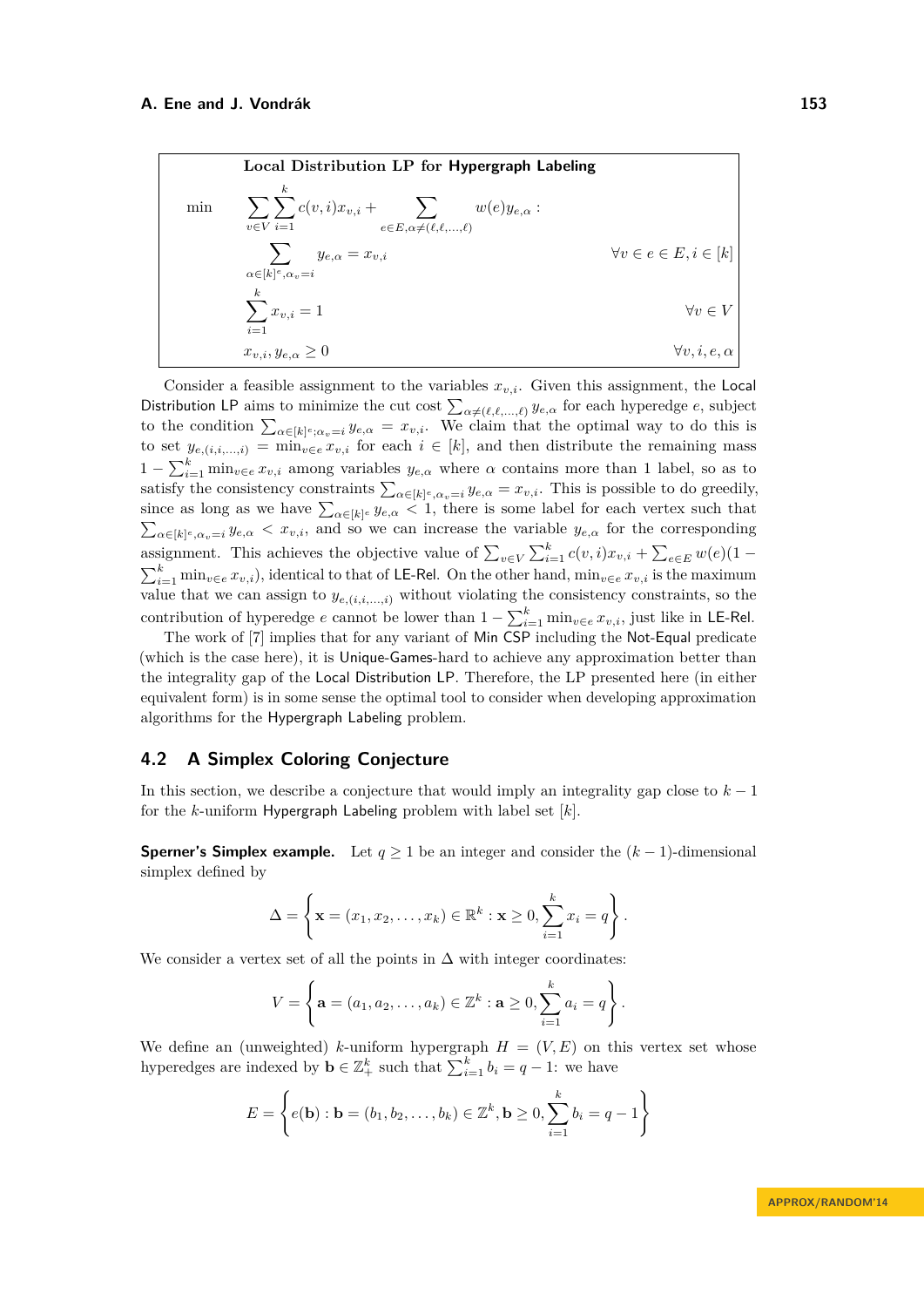**Local Distribution LP for Hypergraph Labeling**

$$\min \quad \sum_{v \in V} \sum_{i=1}^{k} c(v,i) x_{v,i} + \sum_{e \in E, \alpha \neq (\ell,\ell,\ldots,\ell)} w(e) y_{e,\alpha} :$$

$$\sum_{\alpha \in [k]^e, \alpha_v = i} y_{e,\alpha} = x_{v,i} \qquad \forall v \in e \in E, i \in [k]$$

$$\sum_{i=1}^{k} x_{v,i} = 1 \qquad \forall v \in V$$

$$x_{v,i}, y_{e,\alpha} \geq 0 \qquad \forall v, i, e, \alpha$$

Consider a feasible assignment to the variables $x_{v,i}$. Given this assignment, the Local Distribution LP aims to minimize the cut cost $\sum_{\alpha \neq (\ell,\ell,\ldots,\ell)} y_{e,\alpha}$ for each hyperedge $e$, subject to the condition $\sum_{\alpha \in [k]^e; \alpha_v = i} y_{e,\alpha} = x_{v,i}$. We claim that the optimal way to do this is to set $y_{e,(i,i,\ldots,i)} = \min_{v \in e} x_{v,i}$ for each $i \in [k]$, and then distribute the remaining mass $1 - \sum_{i=1}^{k} \min_{v \in e} x_{v,i}$ among variables $y_{e,\alpha}$ where $\alpha$ contains more than 1 label, so as to satisfy the consistency constraints $\sum_{\alpha \in [k]^e, \alpha_v = i} y_{e,\alpha} = x_{v,i}$. This is possible to do greedily, since as long as we have $\sum_{\alpha \in [k]^e} y_{e,\alpha} < 1$, there is some label for each vertex such that $\sum_{\alpha \in [k]^e, \alpha_v = i} y_{e,\alpha} < x_{v,i}$, and so we can increase the variable $y_{e,\alpha}$ for the corresponding assignment. This achieves the objective value of $\sum_{v \in V} \sum_{i=1}^{k} c(v,i) x_{v,i} + \sum_{e \in E} w(e)(1 - \sum_{i=1}^{k} \min_{v \in e} x_{v,i})$, identical to that of LE-Rel. On the other hand, $\min_{v \in e} x_{v,i}$ is the maximum value that we can assign to $y_{e,(i,i,\ldots,i)}$ without violating the consistency constraints, so the contribution of hyperedge $e$ cannot be lower than $1 - \sum_{i=1}^{k} \min_{v \in e} x_{v,i}$, just like in LE-Rel.

The work of [7] implies that for any variant of Min CSP including the Not-Equal predicate (which is the case here), it is Unique-Games-hard to achieve any approximation better than the integrality gap of the Local Distribution LP. Therefore, the LP presented here (in either equivalent form) is in some sense the optimal tool to consider when developing approximation algorithms for the Hypergraph Labeling problem.

## 4.2 A Simplex Coloring Conjecture

In this section, we describe a conjecture that would imply an integrality gap close to $k-1$ for the $k$-uniform Hypergraph Labeling problem with label set $[k]$.

**Sperner's Simplex example.** Let $q \geq 1$ be an integer and consider the $(k-1)$-dimensional simplex defined by

$$\Delta = \left\{ \mathbf{x} = (x_1, x_2, \ldots, x_k) \in \mathbb{R}^k : \mathbf{x} \geq 0, \sum_{i=1}^{k} x_i = q \right\}.$$

We consider a vertex set of all the points in $\Delta$ with integer coordinates:

$$V = \left\{ \mathbf{a} = (a_1, a_2, \ldots, a_k) \in \mathbb{Z}^k : \mathbf{a} \geq 0, \sum_{i=1}^{k} a_i = q \right\}.$$

We define an (unweighted) $k$-uniform hypergraph $H = (V, E)$ on this vertex set whose hyperedges are indexed by $\mathbf{b} \in \mathbb{Z}_+^k$ such that $\sum_{i=1}^{k} b_i = q - 1$: we have

$$E = \left\{ e(\mathbf{b}) : \mathbf{b} = (b_1, b_2, \ldots, b_k) \in \mathbb{Z}^k, \mathbf{b} \geq 0, \sum_{i=1}^{k} b_i = q - 1 \right\}$$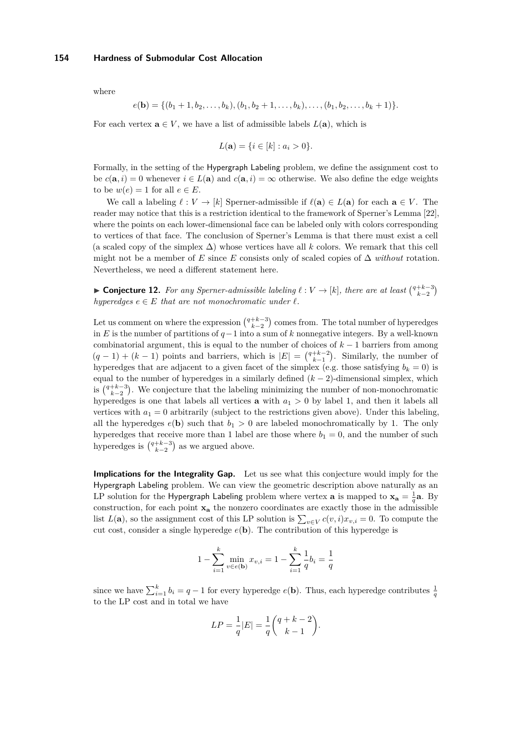where

$$e(\mathbf{b}) = \{(b_1+1, b_2, \dots, b_k), (b_1, b_2+1, \dots, b_k), \dots, (b_1, b_2, \dots, b_k+1)\}.$$

For each vertex $\mathbf{a} \in V$, we have a list of admissible labels $L(\mathbf{a})$, which is

$$L(\mathbf{a}) = \{i \in [k] : a_i > 0\}.$$

Formally, in the setting of the Hypergraph Labeling problem, we define the assignment cost to be $c(\mathbf{a}, i) = 0$ whenever $i \in L(\mathbf{a})$ and $c(\mathbf{a}, i) = \infty$ otherwise. We also define the edge weights to be $w(e) = 1$ for all $e \in E$.

We call a labeling $\ell : V \to [k]$ Sperner-admissible if $\ell(\mathbf{a}) \in L(\mathbf{a})$ for each $\mathbf{a} \in V$. The reader may notice that this is a restriction identical to the framework of Sperner's Lemma [22], where the points on each lower-dimensional face can be labeled only with colors corresponding to vertices of that face. The conclusion of Sperner's Lemma is that there must exist a cell (a scaled copy of the simplex $\Delta$) whose vertices have all $k$ colors. We remark that this cell might not be a member of $E$ since $E$ consists only of scaled copies of $\Delta$ *without* rotation. Nevertheless, we need a different statement here.

▶ **Conjecture 12.** *For any Sperner-admissible labeling $\ell : V \to [k]$, there are at least $\binom{q+k-3}{k-2}$ hyperedges $e \in E$ that are not monochromatic under $\ell$.*

Let us comment on where the expression $\binom{q+k-3}{k-2}$ comes from. The total number of hyperedges in $E$ is the number of partitions of $q-1$ into a sum of $k$ nonnegative integers. By a well-known combinatorial argument, this is equal to the number of choices of $k-1$ barriers from among $(q-1)+(k-1)$ points and barriers, which is $|E| = \binom{q+k-2}{k-1}$. Similarly, the number of hyperedges that are adjacent to a given facet of the simplex (e.g. those satisfying $b_k = 0$) is equal to the number of hyperedges in a similarly defined $(k-2)$-dimensional simplex, which is $\binom{q+k-3}{k-2}$. We conjecture that the labeling minimizing the number of non-monochromatic hyperedges is one that labels all vertices $\mathbf{a}$ with $a_1 > 0$ by label 1, and then it labels all vertices with $a_1 = 0$ arbitrarily (subject to the restrictions given above). Under this labeling, all the hyperedges $e(\mathbf{b})$ such that $b_1 > 0$ are labeled monochromatically by 1. The only hyperedges that receive more than 1 label are those where $b_1 = 0$, and the number of such hyperedges is $\binom{q+k-3}{k-2}$ as we argued above.

**Implications for the Integrality Gap.** Let us see what this conjecture would imply for the Hypergraph Labeling problem. We can view the geometric description above naturally as an LP solution for the Hypergraph Labeling problem where vertex $\mathbf{a}$ is mapped to $\mathbf{x_a} = \frac{1}{q}\mathbf{a}$. By construction, for each point $\mathbf{x_a}$ the nonzero coordinates are exactly those in the admissible list $L(\mathbf{a})$, so the assignment cost of this LP solution is $\sum_{v \in V} c(v, i) x_{v,i} = 0$. To compute the cut cost, consider a single hyperedge $e(\mathbf{b})$. The contribution of this hyperedge is

$$1 - \sum_{i=1}^{k} \min_{v \in e(\mathbf{b})} x_{v,i} = 1 - \sum_{i=1}^{k} \frac{1}{q} b_i = \frac{1}{q}$$

since we have $\sum_{i=1}^{k} b_i = q-1$ for every hyperedge $e(\mathbf{b})$. Thus, each hyperedge contributes $\frac{1}{q}$ to the LP cost and in total we have

$$LP = \frac{1}{q}|E| = \frac{1}{q}\binom{q+k-2}{k-1}.$$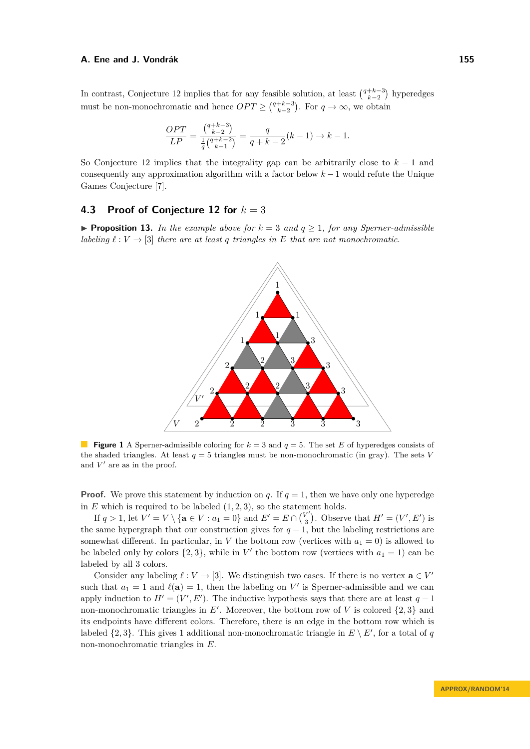In contrast, Conjecture 12 implies that for any feasible solution, at least $\binom{q+k-3}{k-2}$ hyperedges must be non-monochromatic and hence $OPT \geq \binom{q+k-3}{k-2}$. For $q \to \infty$, we obtain

$$\frac{OPT}{LP} = \frac{\binom{q+k-3}{k-2}}{\frac{1}{q}\binom{q+k-2}{k-1}} = \frac{q}{q+k-2}(k-1) \to k-1.$$

So Conjecture 12 implies that the integrality gap can be arbitrarily close to $k-1$ and consequently any approximation algorithm with a factor below $k-1$ would refute the Unique Games Conjecture [7].

## 4.3 Proof of Conjecture 12 for $k = 3$

▶ **Proposition 13.** *In the example above for $k = 3$ and $q \geq 1$, for any Sperner-admissible labeling $\ell : V \to [3]$ there are at least $q$ triangles in $E$ that are not monochromatic.*

**Figure 1** A Sperner-admissible coloring for $k = 3$ and $q = 5$. The set $E$ of hyperedges consists of the shaded triangles. At least $q = 5$ triangles must be non-monochromatic (in gray). The sets $V$ and $V'$ are as in the proof.

**Proof.** We prove this statement by induction on $q$. If $q = 1$, then we have only one hyperedge in $E$ which is required to be labeled $(1, 2, 3)$, so the statement holds.

If $q > 1$, let $V' = V \setminus \{\mathbf{a} \in V : a_1 = 0\}$ and $E' = E \cap \binom{V'}{3}$. Observe that $H' = (V', E')$ is the same hypergraph that our construction gives for $q - 1$, but the labeling restrictions are somewhat different. In particular, in $V$ the bottom row (vertices with $a_1 = 0$) is allowed to be labeled only by colors $\{2, 3\}$, while in $V'$ the bottom row (vertices with $a_1 = 1$) can be labeled by all 3 colors.

Consider any labeling $\ell : V \to [3]$. We distinguish two cases. If there is no vertex $\mathbf{a} \in V'$ such that $a_1 = 1$ and $\ell(\mathbf{a}) = 1$, then the labeling on $V'$ is Sperner-admissible and we can apply induction to $H' = (V', E')$. The inductive hypothesis says that there are at least $q - 1$ non-monochromatic triangles in $E'$. Moreover, the bottom row of $V$ is colored $\{2, 3\}$ and its endpoints have different colors. Therefore, there is an edge in the bottom row which is labeled $\{2, 3\}$. This gives 1 additional non-monochromatic triangle in $E \setminus E'$, for a total of $q$ non-monochromatic triangles in $E$.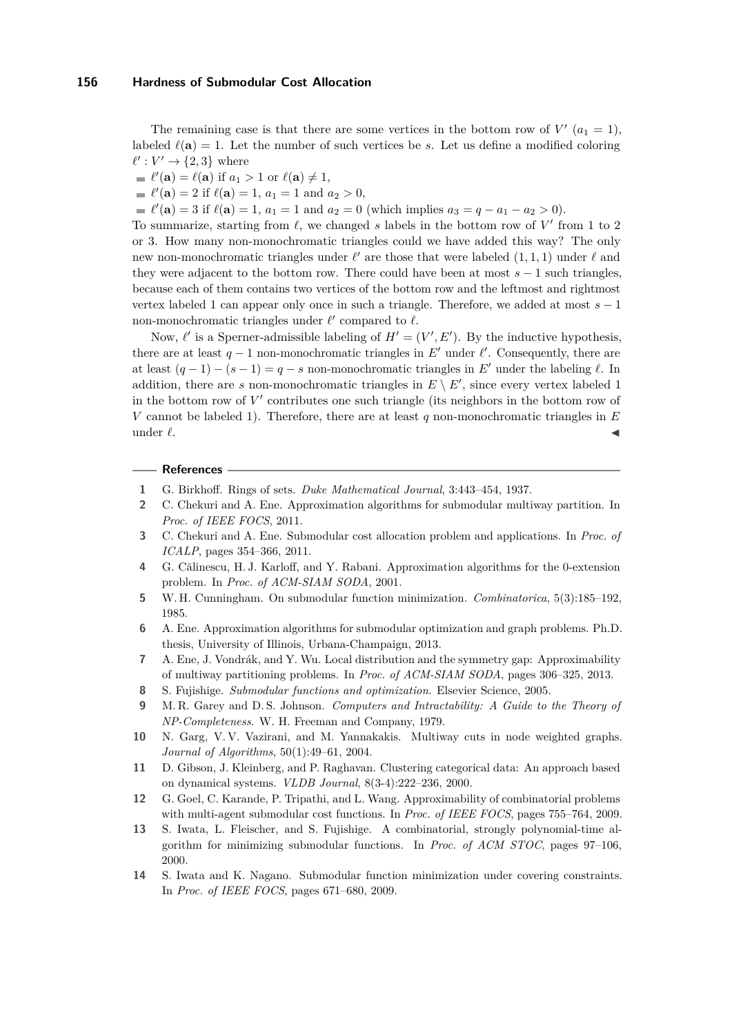The remaining case is that there are some vertices in the bottom row of $V'$ ($a_1 = 1$), labeled $\ell(\mathbf{a}) = 1$. Let the number of such vertices be $s$. Let us define a modified coloring $\ell' : V' \to \{2, 3\}$ where

- $\ell'(\mathbf{a}) = \ell(\mathbf{a})$ if $a_1 > 1$ or $\ell(\mathbf{a}) \neq 1$,
- $\ell'(\mathbf{a}) = 2$ if $\ell(\mathbf{a}) = 1$, $a_1 = 1$ and $a_2 > 0$,
- $\ell'(\mathbf{a}) = 3$ if $\ell(\mathbf{a}) = 1$, $a_1 = 1$ and $a_2 = 0$ (which implies $a_3 = q - a_1 - a_2 > 0$).

To summarize, starting from $\ell$, we changed $s$ labels in the bottom row of $V'$ from 1 to 2 or 3. How many non-monochromatic triangles could we have added this way? The only new non-monochromatic triangles under $\ell'$ are those that were labeled $(1, 1, 1)$ under $\ell$ and they were adjacent to the bottom row. There could have been at most $s - 1$ such triangles, because each of them contains two vertices of the bottom row and the leftmost and rightmost vertex labeled 1 can appear only once in such a triangle. Therefore, we added at most $s - 1$ non-monochromatic triangles under $\ell'$ compared to $\ell$.

Now, $\ell'$ is a Sperner-admissible labeling of $H' = (V', E')$. By the inductive hypothesis, there are at least $q - 1$ non-monochromatic triangles in $E'$ under $\ell'$. Consequently, there are at least $(q - 1) - (s - 1) = q - s$ non-monochromatic triangles in $E'$ under the labeling $\ell$. In addition, there are $s$ non-monochromatic triangles in $E \setminus E'$, since every vertex labeled 1 in the bottom row of $V'$ contributes one such triangle (its neighbors in the bottom row of $V$ cannot be labeled 1). Therefore, there are at least $q$ non-monochromatic triangles in $E$ under $\ell$. ◀

## References

1. G. Birkhoff. Rings of sets. *Duke Mathematical Journal*, 3:443–454, 1937.
2. C. Chekuri and A. Ene. Approximation algorithms for submodular multiway partition. In *Proc. of IEEE FOCS*, 2011.
3. C. Chekuri and A. Ene. Submodular cost allocation problem and applications. In *Proc. of ICALP*, pages 354–366, 2011.
4. G. Călinescu, H. J. Karloff, and Y. Rabani. Approximation algorithms for the 0-extension problem. In *Proc. of ACM-SIAM SODA*, 2001.
5. W. H. Cunningham. On submodular function minimization. *Combinatorica*, 5(3):185–192, 1985.
6. A. Ene. Approximation algorithms for submodular optimization and graph problems. Ph.D. thesis, University of Illinois, Urbana-Champaign, 2013.
7. A. Ene, J. Vondrák, and Y. Wu. Local distribution and the symmetry gap: Approximability of multiway partitioning problems. In *Proc. of ACM-SIAM SODA*, pages 306–325, 2013.
8. S. Fujishige. *Submodular functions and optimization*. Elsevier Science, 2005.
9. M. R. Garey and D. S. Johnson. *Computers and Intractability: A Guide to the Theory of NP-Completeness*. W. H. Freeman and Company, 1979.
10. N. Garg, V. V. Vazirani, and M. Yannakakis. Multiway cuts in node weighted graphs. *Journal of Algorithms*, 50(1):49–61, 2004.
11. D. Gibson, J. Kleinberg, and P. Raghavan. Clustering categorical data: An approach based on dynamical systems. *VLDB Journal*, 8(3-4):222–236, 2000.
12. G. Goel, C. Karande, P. Tripathi, and L. Wang. Approximability of combinatorial problems with multi-agent submodular cost functions. In *Proc. of IEEE FOCS*, pages 755–764, 2009.
13. S. Iwata, L. Fleischer, and S. Fujishige. A combinatorial, strongly polynomial-time algorithm for minimizing submodular functions. In *Proc. of ACM STOC*, pages 97–106, 2000.
14. S. Iwata and K. Nagano. Submodular function minimization under covering constraints. In *Proc. of IEEE FOCS*, pages 671–680, 2009.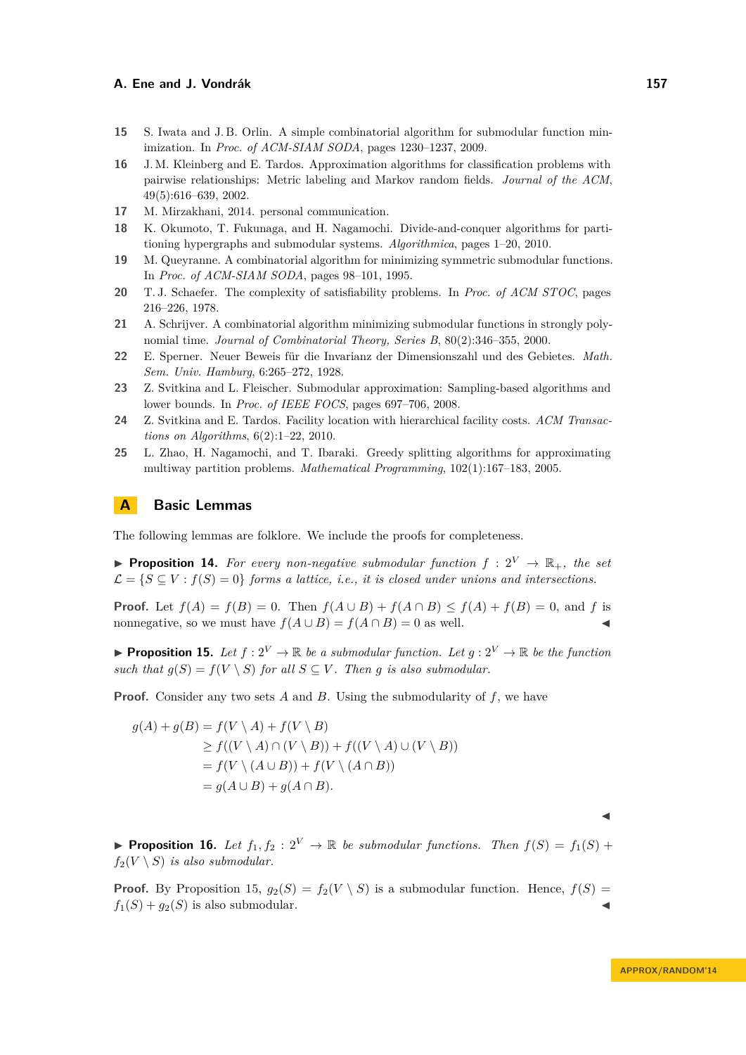15 S. Iwata and J. B. Orlin. A simple combinatorial algorithm for submodular function minimization. In *Proc. of ACM-SIAM SODA*, pages 1230–1237, 2009.

16 J. M. Kleinberg and E. Tardos. Approximation algorithms for classification problems with pairwise relationships: Metric labeling and Markov random fields. *Journal of the ACM*, 49(5):616–639, 2002.

17 M. Mirzakhani, 2014. personal communication.

18 K. Okumoto, T. Fukunaga, and H. Nagamochi. Divide-and-conquer algorithms for partitioning hypergraphs and submodular systems. *Algorithmica*, pages 1–20, 2010.

19 M. Queyranne. A combinatorial algorithm for minimizing symmetric submodular functions. In *Proc. of ACM-SIAM SODA*, pages 98–101, 1995.

20 T. J. Schaefer. The complexity of satisfiability problems. In *Proc. of ACM STOC*, pages 216–226, 1978.

21 A. Schrijver. A combinatorial algorithm minimizing submodular functions in strongly polynomial time. *Journal of Combinatorial Theory, Series B*, 80(2):346–355, 2000.

22 E. Sperner. Neuer Beweis für die Invarianz der Dimensionszahl und des Gebietes. *Math. Sem. Univ. Hamburg*, 6:265–272, 1928.

23 Z. Svitkina and L. Fleischer. Submodular approximation: Sampling-based algorithms and lower bounds. In *Proc. of IEEE FOCS*, pages 697–706, 2008.

24 Z. Svitkina and E. Tardos. Facility location with hierarchical facility costs. *ACM Transactions on Algorithms*, 6(2):1–22, 2010.

25 L. Zhao, H. Nagamochi, and T. Ibaraki. Greedy splitting algorithms for approximating multiway partition problems. *Mathematical Programming*, 102(1):167–183, 2005.

# A Basic Lemmas

The following lemmas are folklore. We include the proofs for completeness.

▶ **Proposition 14.** *For every non-negative submodular function $f : 2^V \to \mathbb{R}_+$, the set $\mathcal{L} = \{S \subseteq V : f(S) = 0\}$ forms a lattice, i.e., it is closed under unions and intersections.*

**Proof.** Let $f(A) = f(B) = 0$. Then $f(A \cup B) + f(A \cap B) \le f(A) + f(B) = 0$, and $f$ is nonnegative, so we must have $f(A \cup B) = f(A \cap B) = 0$ as well. ◀

▶ **Proposition 15.** *Let $f : 2^V \to \mathbb{R}$ be a submodular function. Let $g : 2^V \to \mathbb{R}$ be the function such that $g(S) = f(V \setminus S)$ for all $S \subseteq V$. Then $g$ is also submodular.*

**Proof.** Consider any two sets $A$ and $B$. Using the submodularity of $f$, we have

$$\begin{aligned} g(A) + g(B) &= f(V \setminus A) + f(V \setminus B) \\ &\ge f((V \setminus A) \cap (V \setminus B)) + f((V \setminus A) \cup (V \setminus B)) \\ &= f(V \setminus (A \cup B)) + f(V \setminus (A \cap B)) \\ &= g(A \cup B) + g(A \cap B). \end{aligned}$$

◀

▶ **Proposition 16.** *Let $f_1, f_2 : 2^V \to \mathbb{R}$ be submodular functions. Then $f(S) = f_1(S) + f_2(V \setminus S)$ is also submodular.*

**Proof.** By Proposition 15, $g_2(S) = f_2(V \setminus S)$ is a submodular function. Hence, $f(S) = f_1(S) + g_2(S)$ is also submodular. ◀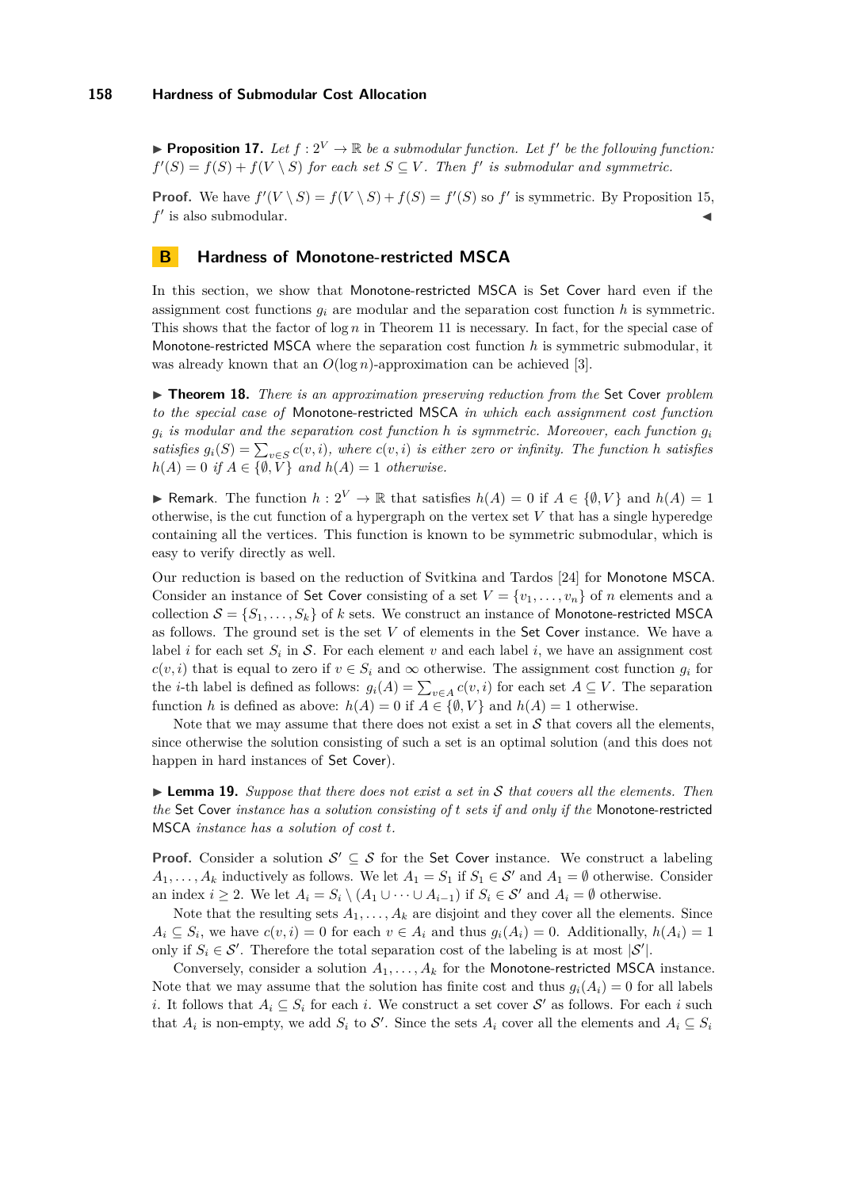▶ **Proposition 17.** *Let $f : 2^V \to \mathbb{R}$ be a submodular function. Let $f'$ be the following function: $f'(S) = f(S) + f(V \setminus S)$ for each set $S \subseteq V$. Then $f'$ is submodular and symmetric.*

**Proof.** We have $f'(V \setminus S) = f(V \setminus S) + f(S) = f'(S)$ so $f'$ is symmetric. By Proposition 15, $f'$ is also submodular. ◀

## B Hardness of Monotone-restricted MSCA

In this section, we show that Monotone-restricted MSCA is Set Cover hard even if the assignment cost functions $g_i$ are modular and the separation cost function $h$ is symmetric. This shows that the factor of $\log n$ in Theorem 11 is necessary. In fact, for the special case of Monotone-restricted MSCA where the separation cost function $h$ is symmetric submodular, it was already known that an $O(\log n)$-approximation can be achieved [3].

▶ **Theorem 18.** *There is an approximation preserving reduction from the Set Cover problem to the special case of Monotone-restricted MSCA in which each assignment cost function $g_i$ is modular and the separation cost function $h$ is symmetric. Moreover, each function $g_i$ satisfies $g_i(S) = \sum_{v \in S} c(v, i)$, where $c(v, i)$ is either zero or infinity. The function $h$ satisfies $h(A) = 0$ if $A \in \{\emptyset, V\}$ and $h(A) = 1$ otherwise.*

▶ Remark. The function $h : 2^V \to \mathbb{R}$ that satisfies $h(A) = 0$ if $A \in \{\emptyset, V\}$ and $h(A) = 1$ otherwise, is the cut function of a hypergraph on the vertex set $V$ that has a single hyperedge containing all the vertices. This function is known to be symmetric submodular, which is easy to verify directly as well.

Our reduction is based on the reduction of Svitkina and Tardos [24] for Monotone MSCA. Consider an instance of Set Cover consisting of a set $V = \{v_1, \ldots, v_n\}$ of $n$ elements and a collection $\mathcal{S} = \{S_1, \ldots, S_k\}$ of $k$ sets. We construct an instance of Monotone-restricted MSCA as follows. The ground set is the set $V$ of elements in the Set Cover instance. We have a label $i$ for each set $S_i$ in $\mathcal{S}$. For each element $v$ and each label $i$, we have an assignment cost $c(v, i)$ that is equal to zero if $v \in S_i$ and $\infty$ otherwise. The assignment cost function $g_i$ for the $i$-th label is defined as follows: $g_i(A) = \sum_{v \in A} c(v, i)$ for each set $A \subseteq V$. The separation function $h$ is defined as above: $h(A) = 0$ if $A \in \{\emptyset, V\}$ and $h(A) = 1$ otherwise.

Note that we may assume that there does not exist a set in $\mathcal{S}$ that covers all the elements, since otherwise the solution consisting of such a set is an optimal solution (and this does not happen in hard instances of Set Cover).

▶ **Lemma 19.** *Suppose that there does not exist a set in $\mathcal{S}$ that covers all the elements. Then the Set Cover instance has a solution consisting of $t$ sets if and only if the Monotone-restricted MSCA instance has a solution of cost $t$.*

**Proof.** Consider a solution $\mathcal{S}' \subseteq \mathcal{S}$ for the Set Cover instance. We construct a labeling $A_1, \ldots, A_k$ inductively as follows. We let $A_1 = S_1$ if $S_1 \in \mathcal{S}'$ and $A_1 = \emptyset$ otherwise. Consider an index $i \geq 2$. We let $A_i = S_i \setminus (A_1 \cup \cdots \cup A_{i-1})$ if $S_i \in \mathcal{S}'$ and $A_i = \emptyset$ otherwise.

Note that the resulting sets $A_1, \ldots, A_k$ are disjoint and they cover all the elements. Since $A_i \subseteq S_i$, we have $c(v, i) = 0$ for each $v \in A_i$ and thus $g_i(A_i) = 0$. Additionally, $h(A_i) = 1$ only if $S_i \in \mathcal{S}'$. Therefore the total separation cost of the labeling is at most $|\mathcal{S}'|$.

Conversely, consider a solution $A_1, \ldots, A_k$ for the Monotone-restricted MSCA instance. Note that we may assume that the solution has finite cost and thus $g_i(A_i) = 0$ for all labels $i$. It follows that $A_i \subseteq S_i$ for each $i$. We construct a set cover $\mathcal{S}'$ as follows. For each $i$ such that $A_i$ is non-empty, we add $S_i$ to $\mathcal{S}'$. Since the sets $A_i$ cover all the elements and $A_i \subseteq S_i$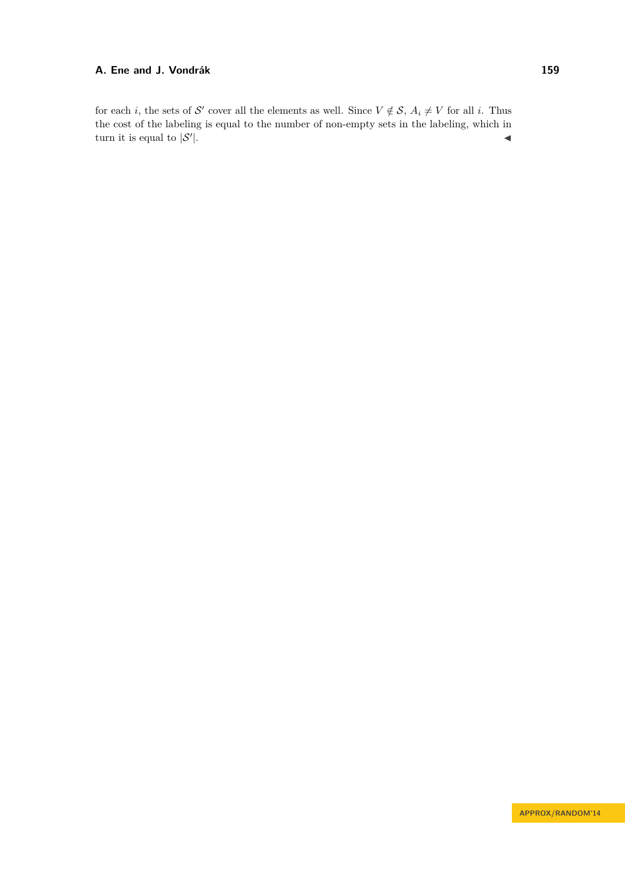for each $i$, the sets of $\mathcal{S}'$ cover all the elements as well. Since $V \notin \mathcal{S}$, $A_i \neq V$ for all $i$. Thus the cost of the labeling is equal to the number of non-empty sets in the labeling, which in turn it is equal to $|\mathcal{S}'|$. ◀